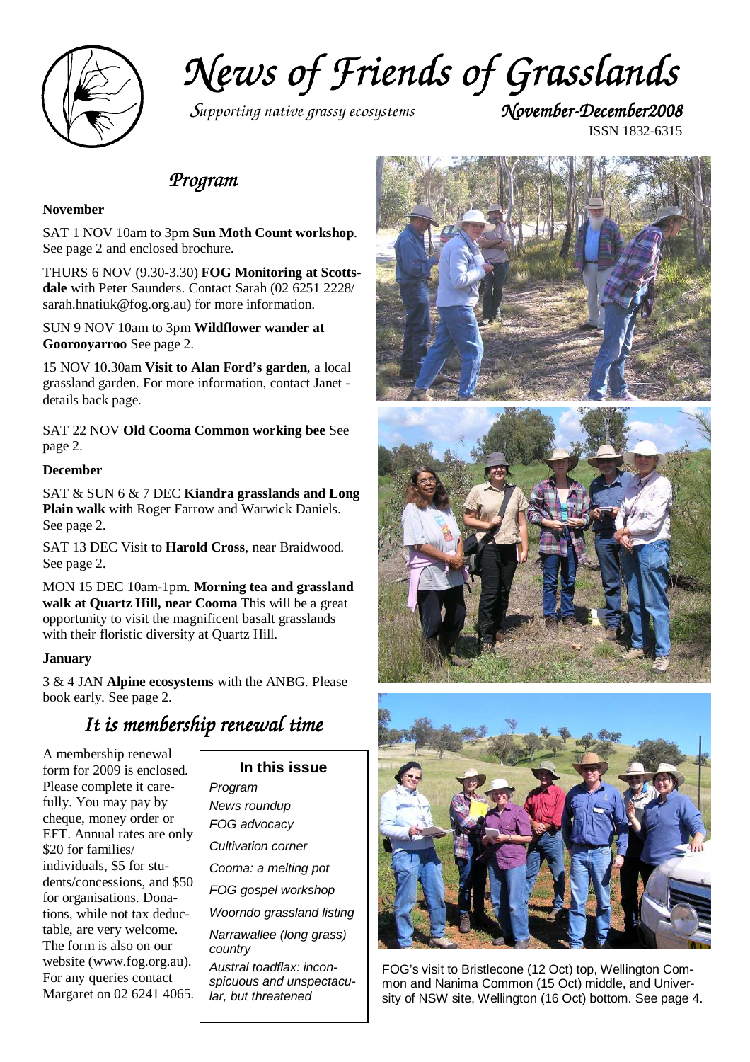# News of Friends of Grasslands

*Supporting native grassy ecosystems*

*November-December2008*

ISSN 1832-6315

## Program

**November**

SAT 1 NOV 10am to 3pm **Sun Moth Count workshop**. See page 2 and enclosed brochure.

THURS 6 NOV (9.30-3.30) **FOG Monitoring at Scottsdale** with Peter Saunders. Contact Sarah (02 6251 2228/ sarah.hnatiuk@fog.org.au) for more information.

SUN 9 NOV 10am to 3pm **Wildflower wander at Goorooyarroo** See page 2.

15 NOV 10.30am **Visit to Alan Ford's garden**, a local grassland garden. For more information, contact Janet - details back page.

SAT 22 NOV **Old Cooma Common working bee** See page 2.

**December**

SAT & SUN 6 & 7 DEC **Kiandra grasslands and Long Plain walk** with Roger Farrow and Warwick Daniels. See page 2.

SAT 13 DEC Visit to **Harold Cross**, near Braidwood. See page 2.

MON 15 DEC 10am-1pm. **Morning tea and grassland walk at Quartz Hill, near Cooma** This will be a great opportunity to visit the magnificent basalt grasslands with their floristic diversity at Quartz Hill.

**January**

3 & 4 JAN **Alpine ecosystems** with the ANBG. Please book early. See page 2.

## It is membership renewal time

A membership renewal form for 2009 is enclosed. Please complete it carefully. You may pay by cheque, money order or EFT. Annual rates are only $20 for families/ individuals, $5 for students/concessions, and $50 for organisations. Donations, while not tax deductable, are very welcome. The form is also on our website (www.fog.org.au). For any queries contact Margaret on 02 6241 4065.

**In this issue**

- *Program*
- *News roundup*
- *FOG advocacy*
- *Cultivation corner*
- *Cooma: a melting pot*
- *FOG gospel workshop*
- *Woorndo grassland listing*
- *Narrawallee (long grass) country*
- *Austral toadflax: inconspicuous and unspectacular, but threatened*

FOG's visit to Bristlecone (12 Oct) top, Wellington Common and Nanima Common (15 Oct) middle, and University of NSW site, Wellington (16 Oct) bottom. See page 4.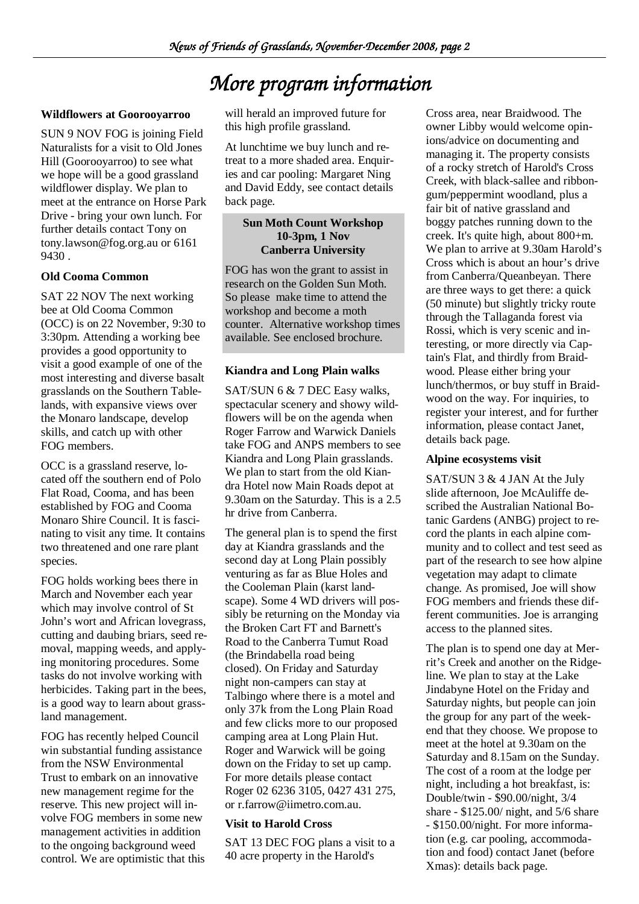# More program information

### Wildflowers at Goorooyarroo

SUN 9 NOV FOG is joining Field Naturalists for a visit to Old Jones Hill (Goorooyarroo) to see what we hope will be a good grassland wildflower display. We plan to meet at the entrance on Horse Park Drive - bring your own lunch. For further details contact Tony on tony.lawson@fog.org.au or 6161 9430 .

### Old Cooma Common

SAT 22 NOV The next working bee at Old Cooma Common (OCC) is on 22 November, 9:30 to 3:30pm. Attending a working bee provides a good opportunity to visit a good example of one of the most interesting and diverse basalt grasslands on the Southern Tablelands, with expansive views over the Monaro landscape, develop skills, and catch up with other FOG members.

OCC is a grassland reserve, located off the southern end of Polo Flat Road, Cooma, and has been established by FOG and Cooma Monaro Shire Council. It is fascinating to visit any time. It contains two threatened and one rare plant species.

FOG holds working bees there in March and November each year which may involve control of St John's wort and African lovegrass, cutting and daubing briars, seed removal, mapping weeds, and applying monitoring procedures. Some tasks do not involve working with herbicides. Taking part in the bees, is a good way to learn about grassland management.

FOG has recently helped Council win substantial funding assistance from the NSW Environmental Trust to embark on an innovative new management regime for the reserve. This new project will involve FOG members in some new management activities in addition to the ongoing background weed control. We are optimistic that this will herald an improved future for this high profile grassland.

At lunchtime we buy lunch and retreat to a more shaded area. Enquiries and car pooling: Margaret Ning and David Eddy, see contact details back page.

**Sun Moth Count Workshop**
**10-3pm, 1 Nov**
**Canberra University**

FOG has won the grant to assist in research on the Golden Sun Moth. So please make time to attend the workshop and become a moth counter. Alternative workshop times available. See enclosed brochure.

### Kiandra and Long Plain walks

SAT/SUN 6 & 7 DEC Easy walks, spectacular scenery and showy wildflowers will be on the agenda when Roger Farrow and Warwick Daniels take FOG and ANPS members to see Kiandra and Long Plain grasslands. We plan to start from the old Kiandra Hotel now Main Roads depot at 9.30am on the Saturday. This is a 2.5 hr drive from Canberra.

The general plan is to spend the first day at Kiandra grasslands and the second day at Long Plain possibly venturing as far as Blue Holes and the Cooleman Plain (karst landscape). Some 4 WD drivers will possibly be returning on the Monday via the Broken Cart FT and Barnett's Road to the Canberra Tumut Road (the Brindabella road being closed). On Friday and Saturday night non-campers can stay at Talbingo where there is a motel and only 37k from the Long Plain Road and few clicks more to our proposed camping area at Long Plain Hut. Roger and Warwick will be going down on the Friday to set up camp. For more details please contact Roger 02 6236 3105, 0427 431 275, or r.farrow@iimetro.com.au.

### Visit to Harold Cross

SAT 13 DEC FOG plans a visit to a 40 acre property in the Harold's Cross area, near Braidwood. The owner Libby would welcome opinions/advice on documenting and managing it. The property consists of a rocky stretch of Harold's Cross Creek, with black-sallee and ribbon-gum/peppermint woodland, plus a fair bit of native grassland and boggy patches running down to the creek. It's quite high, about 800+m. We plan to arrive at 9.30am Harold's Cross which is about an hour's drive from Canberra/Queanbeyan. There are three ways to get there: a quick (50 minute) but slightly tricky route through the Tallaganda forest via Rossi, which is very scenic and interesting, or more directly via Captain's Flat, and thirdly from Braidwood. Please either bring your lunch/thermos, or buy stuff in Braidwood on the way. For inquiries, to register your interest, and for further information, please contact Janet, details back page.

### Alpine ecosystems visit

SAT/SUN 3 & 4 JAN At the July slide afternoon, Joe McAuliffe described the Australian National Botanic Gardens (ANBG) project to record the plants in each alpine community and to collect and test seed as part of the research to see how alpine vegetation may adapt to climate change. As promised, Joe will show FOG members and friends these different communities. Joe is arranging access to the planned sites.

The plan is to spend one day at Merrit's Creek and another on the Ridgeline. We plan to stay at the Lake Jindabyne Hotel on the Friday and Saturday nights, but people can join the group for any part of the weekend that they choose. We propose to meet at the hotel at 9.30am on the Saturday and 8.15am on the Sunday. The cost of a room at the lodge per night, including a hot breakfast, is: Double/twin - $90.00/night, 3/4 share - $125.00/ night, and 5/6 share - $150.00/night. For more information (e.g. car pooling, accommodation and food) contact Janet (before Xmas): details back page.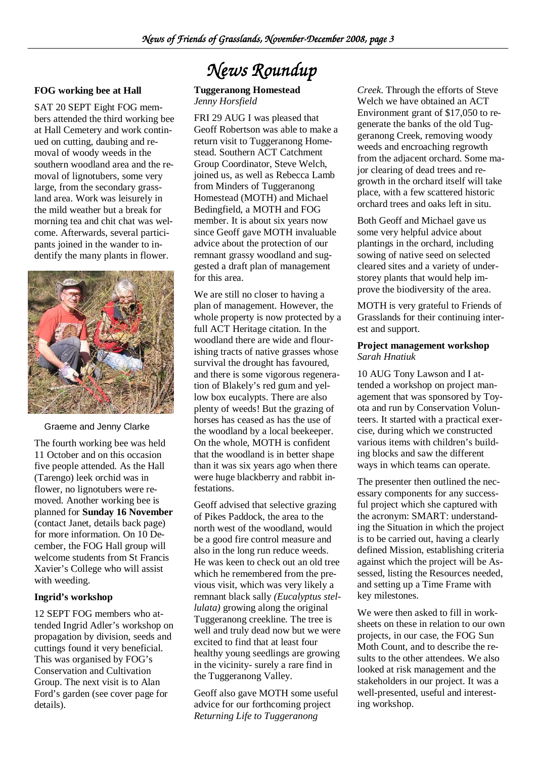# News Roundup

### FOG working bee at Hall

SAT 20 SEPT Eight FOG members attended the third working bee at Hall Cemetery and work continued on cutting, daubing and removal of woody weeds in the southern woodland area and the removal of lignotubers, some very large, from the secondary grassland area. Work was leisurely in the mild weather but a break for morning tea and chit chat was welcome. Afterwards, several participants joined in the wander to indentify the many plants in flower.

Graeme and Jenny Clarke

The fourth working bee was held 11 October and on this occasion five people attended. As the Hall (Tarengo) leek orchid was in flower, no lignotubers were removed. Another working bee is planned for **Sunday 16 November** (contact Janet, details back page) for more information. On 10 December, the FOG Hall group will welcome students from St Francis Xavier's College who will assist with weeding.

### Ingrid's workshop

12 SEPT FOG members who attended Ingrid Adler's workshop on propagation by division, seeds and cuttings found it very beneficial. This was organised by FOG's Conservation and Cultivation Group. The next visit is to Alan Ford's garden (see cover page for details).

### Tuggeranong Homestead
*Jenny Horsfield*

FRI 29 AUG I was pleased that Geoff Robertson was able to make a return visit to Tuggeranong Homestead. Southern ACT Catchment Group Coordinator, Steve Welch, joined us, as well as Rebecca Lamb from Minders of Tuggeranong Homestead (MOTH) and Michael Bedingfield, a MOTH and FOG member. It is about six years now since Geoff gave MOTH invaluable advice about the protection of our remnant grassy woodland and suggested a draft plan of management for this area.

We are still no closer to having a plan of management. However, the whole property is now protected by a full ACT Heritage citation. In the woodland there are wide and flourishing tracts of native grasses whose survival the drought has favoured, and there is some vigorous regeneration of Blakely's red gum and yellow box eucalypts. There are also plenty of weeds! But the grazing of horses has ceased as has the use of the woodland by a local beekeeper. On the whole, MOTH is confident that the woodland is in better shape than it was six years ago when there were huge blackberry and rabbit infestations.

Geoff advised that selective grazing of Pikes Paddock, the area to the north west of the woodland, would be a good fire control measure and also in the long run reduce weeds. He was keen to check out an old tree which he remembered from the previous visit, which was very likely a remnant black sally *(Eucalyptus stellulata)* growing along the original Tuggeranong creekline. The tree is well and truly dead now but we were excited to find that at least four healthy young seedlings are growing in the vicinity- surely a rare find in the Tuggeranong Valley.

Geoff also gave MOTH some useful advice for our forthcoming project *Returning Life to Tuggeranong Creek*. Through the efforts of Steve Welch we have obtained an ACT Environment grant of $17,050 to regenerate the banks of the old Tuggeranong Creek, removing woody weeds and encroaching regrowth from the adjacent orchard. Some major clearing of dead trees and regrowth in the orchard itself will take place, with a few scattered historic orchard trees and oaks left in situ.

Both Geoff and Michael gave us some very helpful advice about plantings in the orchard, including sowing of native seed on selected cleared sites and a variety of understorey plants that would help improve the biodiversity of the area.

MOTH is very grateful to Friends of Grasslands for their continuing interest and support.

### Project management workshop
*Sarah Hnatiuk*

10 AUG Tony Lawson and I attended a workshop on project management that was sponsored by Toyota and run by Conservation Volunteers. It started with a practical exercise, during which we constructed various items with children's building blocks and saw the different ways in which teams can operate.

The presenter then outlined the necessary components for any successful project which she captured with the acronym: SMART: understanding the Situation in which the project is to be carried out, having a clearly defined Mission, establishing criteria against which the project will be Assessed, listing the Resources needed, and setting up a Time Frame with key milestones.

We were then asked to fill in worksheets on these in relation to our own projects, in our case, the FOG Sun Moth Count, and to describe the results to the other attendees. We also looked at risk management and the stakeholders in our project. It was a well-presented, useful and interesting workshop.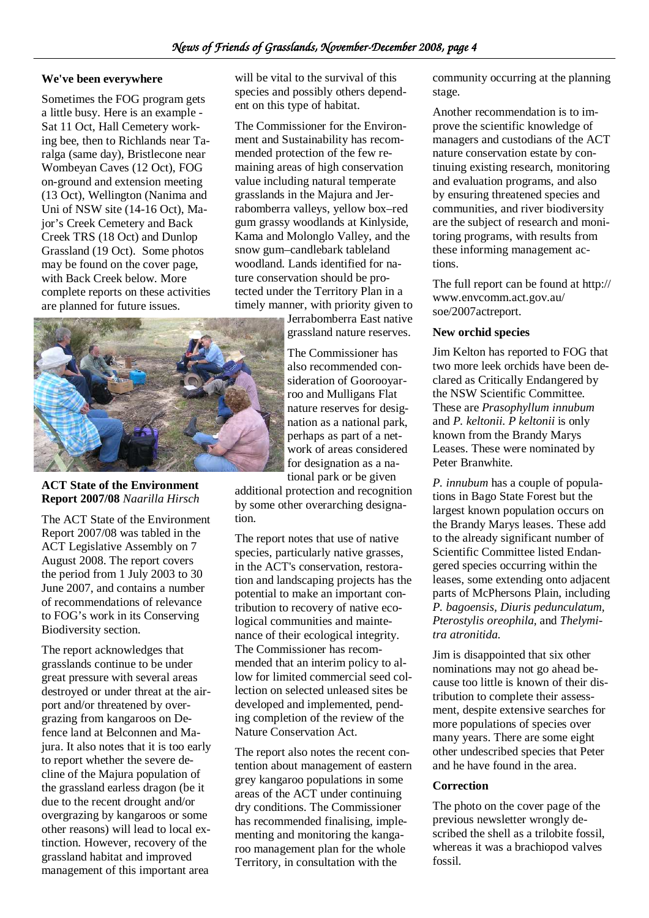### We've been everywhere

Sometimes the FOG program gets a little busy. Here is an example - Sat 11 Oct, Hall Cemetery working bee, then to Richlands near Taralga (same day), Bristlecone near Wombeyan Caves (12 Oct), FOG on-ground and extension meeting (13 Oct), Wellington (Nanima and Uni of NSW site (14-16 Oct), Major's Creek Cemetery and Back Creek TRS (18 Oct) and Dunlop Grassland (19 Oct). Some photos may be found on the cover page, with Back Creek below. More complete reports on these activities are planned for future issues.

### ACT State of the Environment Report 2007/08 *Naarilla Hirsch*

The ACT State of the Environment Report 2007/08 was tabled in the ACT Legislative Assembly on 7 August 2008. The report covers the period from 1 July 2003 to 30 June 2007, and contains a number of recommendations of relevance to FOG's work in its Conserving Biodiversity section.

The report acknowledges that grasslands continue to be under great pressure with several areas destroyed or under threat at the airport and/or threatened by overgrazing from kangaroos on Defence land at Belconnen and Majura. It also notes that it is too early to report whether the severe decline of the Majura population of the grassland earless dragon (be it due to the recent drought and/or overgrazing by kangaroos or some other reasons) will lead to local extinction. However, recovery of the grassland habitat and improved management of this important area will be vital to the survival of this species and possibly others dependent on this type of habitat.

The Commissioner for the Environment and Sustainability has recommended protection of the few remaining areas of high conservation value including natural temperate grasslands in the Majura and Jerrabomberra valleys, yellow box–red gum grassy woodlands at Kinlyside, Kama and Molonglo Valley, and the snow gum–candlebark tableland woodland. Lands identified for nature conservation should be protected under the Territory Plan in a timely manner, with priority given to Jerrabomberra East native grassland nature reserves.

The Commissioner has also recommended consideration of Goorooyarroo and Mulligans Flat nature reserves for designation as a national park, perhaps as part of a network of areas considered for designation as a national park or be given additional protection and recognition by some other overarching designation.

The report notes that use of native species, particularly native grasses, in the ACT's conservation, restoration and landscaping projects has the potential to make an important contribution to recovery of native ecological communities and maintenance of their ecological integrity. The Commissioner has recommended that an interim policy to allow for limited commercial seed collection on selected unleased sites be developed and implemented, pending completion of the review of the Nature Conservation Act.

The report also notes the recent contention about management of eastern grey kangaroo populations in some areas of the ACT under continuing dry conditions. The Commissioner has recommended finalising, implementing and monitoring the kangaroo management plan for the whole Territory, in consultation with the community occurring at the planning stage.

Another recommendation is to improve the scientific knowledge of managers and custodians of the ACT nature conservation estate by continuing existing research, monitoring and evaluation programs, and also by ensuring threatened species and communities, and river biodiversity are the subject of research and monitoring programs, with results from these informing management actions.

The full report can be found at http://www.envcomm.act.gov.au/soe/2007actreport.

### New orchid species

Jim Kelton has reported to FOG that two more leek orchids have been declared as Critically Endangered by the NSW Scientific Committee. These are *Prasophyllum innubum* and *P. keltonii. P keltonii* is only known from the Brandy Marys Leases. These were nominated by Peter Branwhite.

*P. innubum* has a couple of populations in Bago State Forest but the largest known population occurs on the Brandy Marys leases. These add to the already significant number of Scientific Committee listed Endangered species occurring within the leases, some extending onto adjacent parts of McPhersons Plain, including *P. bagoensis*, *Diuris pedunculatum*, *Pterostylis oreophila*, and *Thelymitra atronitida*.

Jim is disappointed that six other nominations may not go ahead because too little is known of their distribution to complete their assessment, despite extensive searches for more populations of species over many years. There are some eight other undescribed species that Peter and he have found in the area.

### Correction

The photo on the cover page of the previous newsletter wrongly described the shell as a trilobite fossil, whereas it was a brachiopod valves fossil.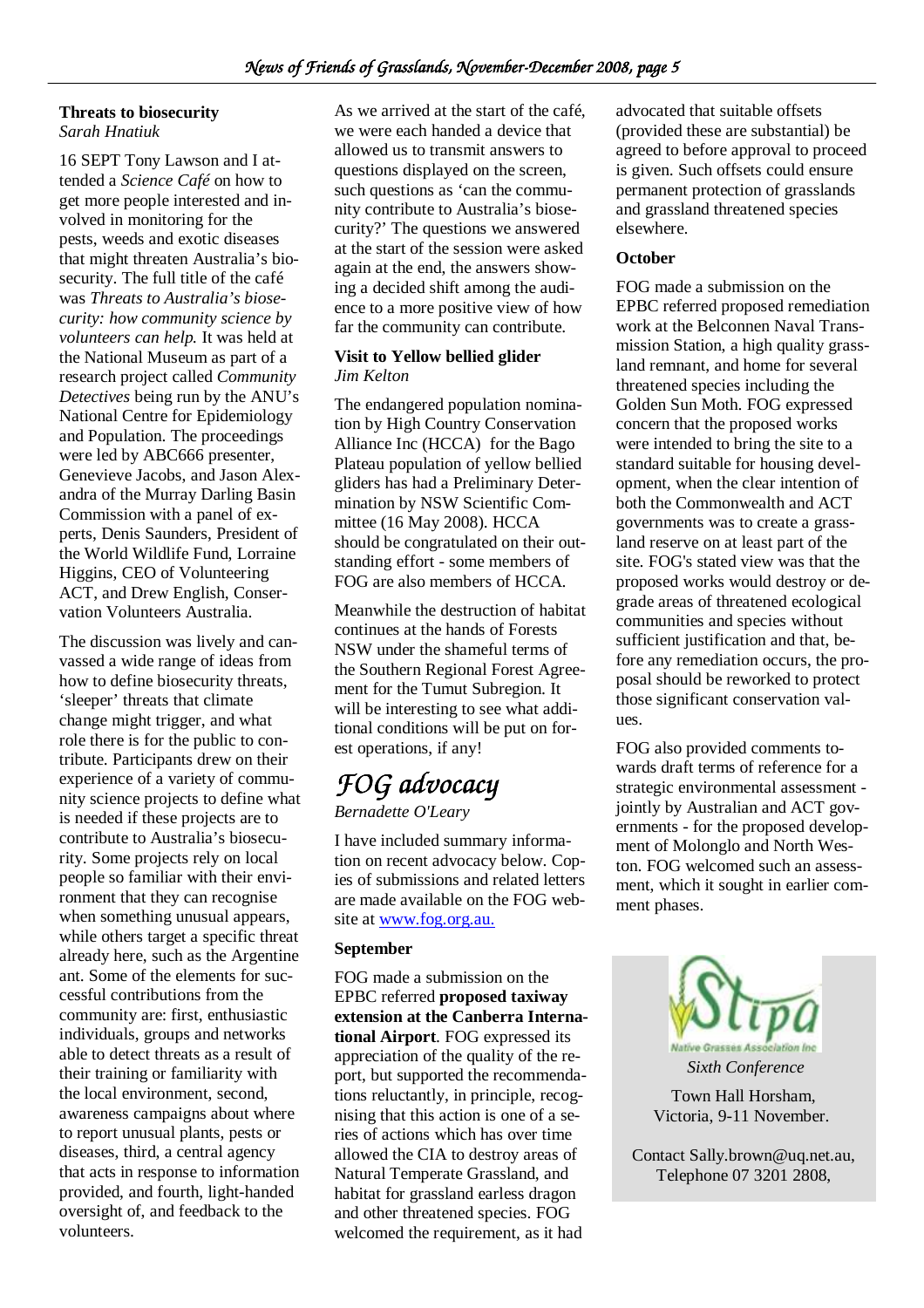### Threats to biosecurity

*Sarah Hnatiuk*

16 SEPT Tony Lawson and I attended a *Science Café* on how to get more people interested and involved in monitoring for the pests, weeds and exotic diseases that might threaten Australia's biosecurity. The full title of the café was *Threats to Australia's biosecurity: how community science by volunteers can help.* It was held at the National Museum as part of a research project called *Community Detectives* being run by the ANU's National Centre for Epidemiology and Population. The proceedings were led by ABC666 presenter, Genevieve Jacobs, and Jason Alexandra of the Murray Darling Basin Commission with a panel of experts, Denis Saunders, President of the World Wildlife Fund, Lorraine Higgins, CEO of Volunteering ACT, and Drew English, Conservation Volunteers Australia.

The discussion was lively and canvassed a wide range of ideas from how to define biosecurity threats, 'sleeper' threats that climate change might trigger, and what role there is for the public to contribute. Participants drew on their experience of a variety of community science projects to define what is needed if these projects are to contribute to Australia's biosecurity. Some projects rely on local people so familiar with their environment that they can recognise when something unusual appears, while others target a specific threat already here, such as the Argentine ant. Some of the elements for successful contributions from the community are: first, enthusiastic individuals, groups and networks able to detect threats as a result of their training or familiarity with the local environment, second, awareness campaigns about where to report unusual plants, pests or diseases, third, a central agency that acts in response to information provided, and fourth, light-handed oversight of, and feedback to the volunteers.

As we arrived at the start of the café, we were each handed a device that allowed us to transmit answers to questions displayed on the screen, such questions as 'can the community contribute to Australia's biosecurity?' The questions we answered at the start of the session were asked again at the end, the answers showing a decided shift among the audience to a more positive view of how far the community can contribute.

### Visit to Yellow bellied glider

*Jim Kelton*

The endangered population nomination by High Country Conservation Alliance Inc (HCCA) for the Bago Plateau population of yellow bellied gliders has had a Preliminary Determination by NSW Scientific Committee (16 May 2008). HCCA should be congratulated on their outstanding effort - some members of FOG are also members of HCCA.

Meanwhile the destruction of habitat continues at the hands of Forests NSW under the shameful terms of the Southern Regional Forest Agreement for the Tumut Subregion. It will be interesting to see what additional conditions will be put on forest operations, if any!

## FOG advocacy

*Bernadette O'Leary*

I have included summary information on recent advocacy below. Copies of submissions and related letters are made available on the FOG website at www.fog.org.au.

#### September

FOG made a submission on the EPBC referred **proposed taxiway extension at the Canberra International Airport**. FOG expressed its appreciation of the quality of the report, but supported the recommendations reluctantly, in principle, recognising that this action is one of a series of actions which has over time allowed the CIA to destroy areas of Natural Temperate Grassland, and habitat for grassland earless dragon and other threatened species. FOG welcomed the requirement, as it had advocated that suitable offsets (provided these are substantial) be agreed to before approval to proceed is given. Such offsets could ensure permanent protection of grasslands and grassland threatened species elsewhere.

#### October

FOG made a submission on the EPBC referred proposed remediation work at the Belconnen Naval Transmission Station, a high quality grassland remnant, and home for several threatened species including the Golden Sun Moth. FOG expressed concern that the proposed works were intended to bring the site to a standard suitable for housing development, when the clear intention of both the Commonwealth and ACT governments was to create a grassland reserve on at least part of the site. FOG's stated view was that the proposed works would destroy or degrade areas of threatened ecological communities and species without sufficient justification and that, before any remediation occurs, the proposal should be reworked to protect those significant conservation values.

FOG also provided comments towards draft terms of reference for a strategic environmental assessment - jointly by Australian and ACT governments - for the proposed development of Molonglo and North Weston. FOG welcomed such an assessment, which it sought in earlier comment phases.

---

Stipa Native Grasses Association Inc

*Sixth Conference*

Town Hall Horsham, Victoria, 9-11 November.

Contact Sally.brown@uq.net.au, Telephone 07 3201 2808,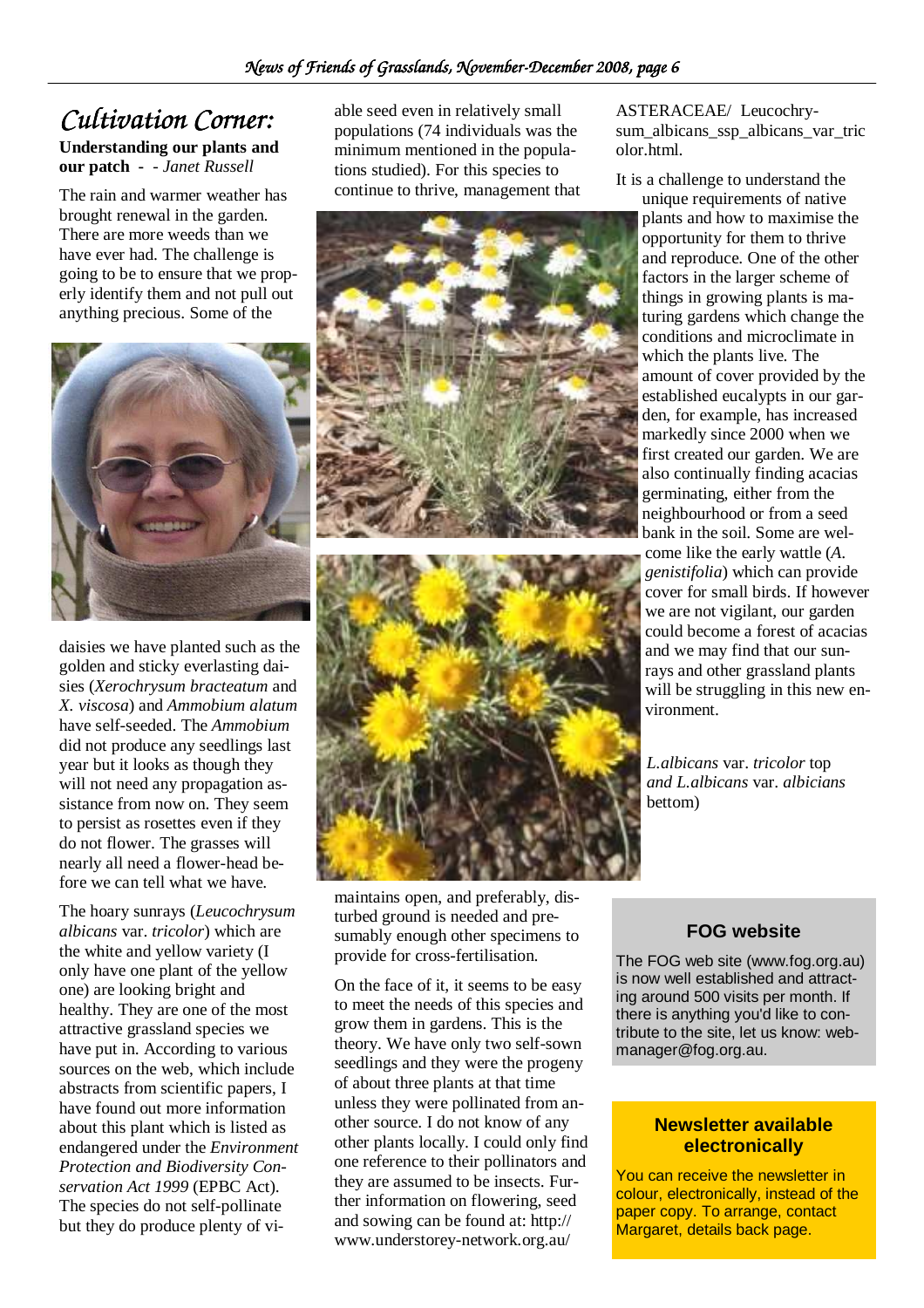## *Cultivation Corner:*

**Understanding our plants and our patch - ** - *Janet Russell*

The rain and warmer weather has brought renewal in the garden. There are more weeds than we have ever had. The challenge is going to be to ensure that we properly identify them and not pull out anything precious. Some of the daisies we have planted such as the golden and sticky everlasting daisies (*Xerochrysum bracteatum* and *X. viscosa*) and *Ammobium alatum* have self-seeded. The *Ammobium* did not produce any seedlings last year but it looks as though they will not need any propagation assistance from now on. They seem to persist as rosettes even if they do not flower. The grasses will nearly all need a flower-head before we can tell what we have.

The hoary sunrays (*Leucochrysum albicans* var. *tricolor*) which are the white and yellow variety (I only have one plant of the yellow one) are looking bright and healthy. They are one of the most attractive grassland species we have put in. According to various sources on the web, which include abstracts from scientific papers, I have found out more information about this plant which is listed as endangered under the *Environment Protection and Biodiversity Conservation Act 1999* (EPBC Act). The species do not self-pollinate but they do produce plenty of viable seed even in relatively small populations (74 individuals was the minimum mentioned in the populations studied). For this species to continue to thrive, management that maintains open, and preferably, disturbed ground is needed and presumably enough other specimens to provide for cross-fertilisation.

On the face of it, it seems to be easy to meet the needs of this species and grow them in gardens. This is the theory. We have only two self-sown seedlings and they were the progeny of about three plants at that time unless they were pollinated from another source. I do not know of any other plants locally. I could only find one reference to their pollinators and they are assumed to be insects. Further information on flowering, seed and sowing can be found at: http://www.understorey-network.org.au/ASTERACEAE/ Leucochrysum_albicans_ssp_albicans_var_tricolor.html.

It is a challenge to understand the unique requirements of native plants and how to maximise the opportunity for them to thrive and reproduce. One of the other factors in the larger scheme of things in growing plants is maturing gardens which change the conditions and microclimate in which the plants live. The amount of cover provided by the established eucalypts in our garden, for example, has increased markedly since 2000 when we first created our garden. We are also continually finding acacias germinating, either from the neighbourhood or from a seed bank in the soil. Some are welcome like the early wattle (*A. genistifolia*) which can provide cover for small birds. If however we are not vigilant, our garden could become a forest of acacias and we may find that our sunrays and other grassland plants will be struggling in this new environment.

*L.albicans* var. *tricolor* top *and L.albicans* var. *albicians* bettom)

### FOG website

The FOG web site (www.fog.org.au) is now well established and attracting around 500 visits per month. If there is anything you'd like to contribute to the site, let us know: webmanager@fog.org.au.

### Newsletter available electronically

You can receive the newsletter in colour, electronically, instead of the paper copy. To arrange, contact Margaret, details back page.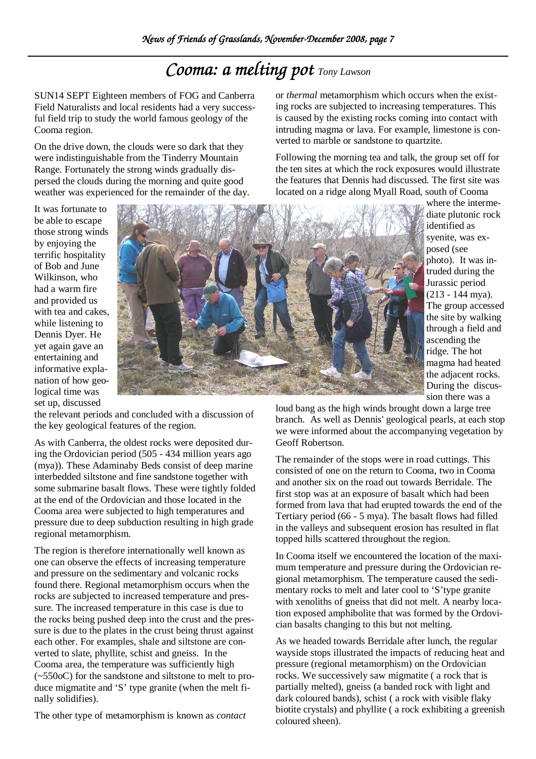# Cooma: a melting pot *Tony Lawson*

SUN14 SEPT Eighteen members of FOG and Canberra Field Naturalists and local residents had a very successful field trip to study the world famous geology of the Cooma region.

On the drive down, the clouds were so dark that they were indistinguishable from the Tinderry Mountain Range. Fortunately the strong winds gradually dispersed the clouds during the morning and quite good weather was experienced for the remainder of the day.

It was fortunate to be able to escape those strong winds by enjoying the terrific hospitality of Bob and June Wilkinson, who had a warm fire and provided us with tea and cakes, while listening to Dennis Dyer. He yet again gave an entertaining and informative explanation of how geological time was set up, discussed the relevant periods and concluded with a discussion of the key geological features of the region.

As with Canberra, the oldest rocks were deposited during the Ordovician period (505 - 434 million years ago (mya)). These Adaminaby Beds consist of deep marine interbedded siltstone and fine sandstone together with some submarine basalt flows. These were tightly folded at the end of the Ordovician and those located in the Cooma area were subjected to high temperatures and pressure due to deep subduction resulting in high grade regional metamorphism.

The region is therefore internationally well known as one can observe the effects of increasing temperature and pressure on the sedimentary and volcanic rocks found there. Regional metamorphism occurs when the rocks are subjected to increased temperature and pressure. The increased temperature in this case is due to the rocks being pushed deep into the crust and the pressure is due to the plates in the crust being thrust against each other. For examples, shale and siltstone are converted to slate, phyllite, schist and gneiss. In the Cooma area, the temperature was sufficiently high (~550oC) for the sandstone and siltstone to melt to produce migmatite and 'S' type granite (when the melt finally solidifies).

The other type of metamorphism is known as *contact* or *thermal* metamorphism which occurs when the existing rocks are subjected to increasing temperatures. This is caused by the existing rocks coming into contact with intruding magma or lava. For example, limestone is converted to marble or sandstone to quartzite.

Following the morning tea and talk, the group set off for the ten sites at which the rock exposures would illustrate the features that Dennis had discussed. The first site was located on a ridge along Myall Road, south of Cooma where the intermediate plutonic rock identified as syenite, was exposed (see photo). It was intruded during the Jurassic period (213 - 144 mya). The group accessed the site by walking through a field and ascending the ridge. The hot magma had heated the adjacent rocks. During the discussion there was a loud bang as the high winds brought down a large tree branch. As well as Dennis' geological pearls, at each stop we were informed about the accompanying vegetation by Geoff Robertson.

The remainder of the stops were in road cuttings. This consisted of one on the return to Cooma, two in Cooma and another six on the road out towards Berridale. The first stop was at an exposure of basalt which had been formed from lava that had erupted towards the end of the Tertiary period (66 - 5 mya). The basalt flows had filled in the valleys and subsequent erosion has resulted in flat topped hills scattered throughout the region.

In Cooma itself we encountered the location of the maximum temperature and pressure during the Ordovician regional metamorphism. The temperature caused the sedimentary rocks to melt and later cool to 'S'type granite with xenoliths of gneiss that did not melt. A nearby location exposed amphibolite that was formed by the Ordovician basalts changing to this but not melting.

As we headed towards Berridale after lunch, the regular wayside stops illustrated the impacts of reducing heat and pressure (regional metamorphism) on the Ordovician rocks. We successively saw migmatite ( a rock that is partially melted), gneiss (a banded rock with light and dark coloured bands), schist ( a rock with visible flaky biotite crystals) and phyllite ( a rock exhibiting a greenish coloured sheen).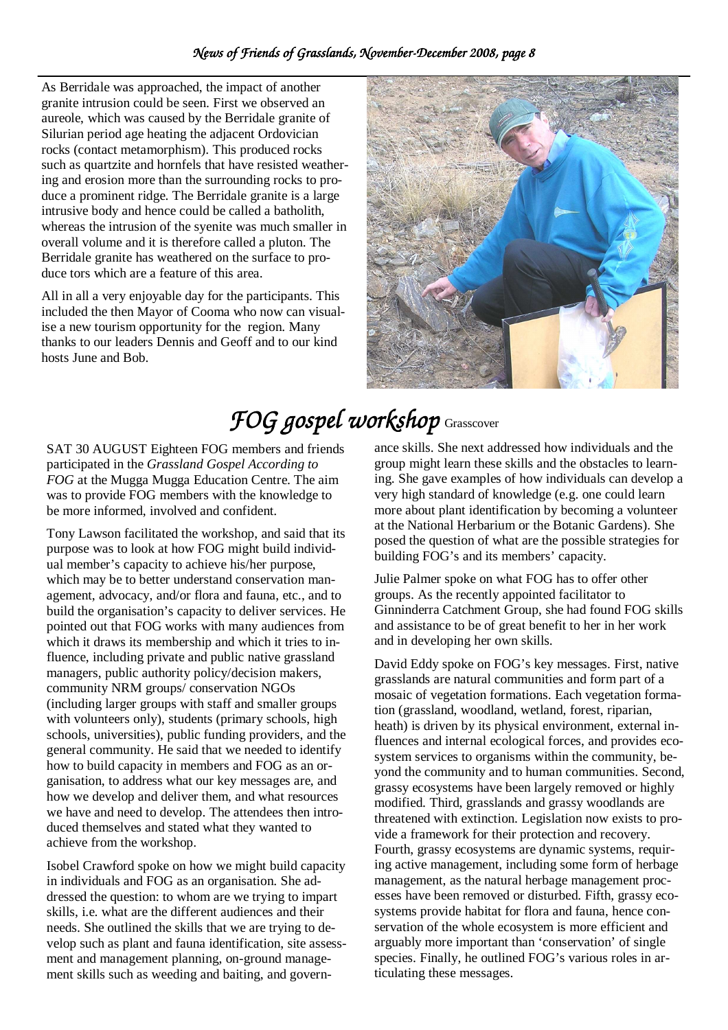As Berridale was approached, the impact of another granite intrusion could be seen. First we observed an aureole, which was caused by the Berridale granite of Silurian period age heating the adjacent Ordovician rocks (contact metamorphism). This produced rocks such as quartzite and hornfels that have resisted weathering and erosion more than the surrounding rocks to produce a prominent ridge. The Berridale granite is a large intrusive body and hence could be called a batholith, whereas the intrusion of the syenite was much smaller in overall volume and it is therefore called a pluton. The Berridale granite has weathered on the surface to produce tors which are a feature of this area.

All in all a very enjoyable day for the participants. This included the then Mayor of Cooma who now can visualise a new tourism opportunity for the region. Many thanks to our leaders Dennis and Geoff and to our kind hosts June and Bob.

# *FOG gospel workshop* Grasscover

SAT 30 AUGUST Eighteen FOG members and friends participated in the *Grassland Gospel According to FOG* at the Mugga Mugga Education Centre. The aim was to provide FOG members with the knowledge to be more informed, involved and confident.

Tony Lawson facilitated the workshop, and said that its purpose was to look at how FOG might build individual member's capacity to achieve his/her purpose, which may be to better understand conservation management, advocacy, and/or flora and fauna, etc., and to build the organisation's capacity to deliver services. He pointed out that FOG works with many audiences from which it draws its membership and which it tries to influence, including private and public native grassland managers, public authority policy/decision makers, community NRM groups/ conservation NGOs (including larger groups with staff and smaller groups with volunteers only), students (primary schools, high schools, universities), public funding providers, and the general community. He said that we needed to identify how to build capacity in members and FOG as an organisation, to address what our key messages are, and how we develop and deliver them, and what resources we have and need to develop. The attendees then introduced themselves and stated what they wanted to achieve from the workshop.

Isobel Crawford spoke on how we might build capacity in individuals and FOG as an organisation. She addressed the question: to whom are we trying to impart skills, i.e. what are the different audiences and their needs. She outlined the skills that we are trying to develop such as plant and fauna identification, site assessment and management planning, on-ground management skills such as weeding and baiting, and governance skills. She next addressed how individuals and the group might learn these skills and the obstacles to learning. She gave examples of how individuals can develop a very high standard of knowledge (e.g. one could learn more about plant identification by becoming a volunteer at the National Herbarium or the Botanic Gardens). She posed the question of what are the possible strategies for building FOG's and its members' capacity.

Julie Palmer spoke on what FOG has to offer other groups. As the recently appointed facilitator to Ginninderra Catchment Group, she had found FOG skills and assistance to be of great benefit to her in her work and in developing her own skills.

David Eddy spoke on FOG's key messages. First, native grasslands are natural communities and form part of a mosaic of vegetation formations. Each vegetation formation (grassland, woodland, wetland, forest, riparian, heath) is driven by its physical environment, external influences and internal ecological forces, and provides ecosystem services to organisms within the community, beyond the community and to human communities. Second, grassy ecosystems have been largely removed or highly modified. Third, grasslands and grassy woodlands are threatened with extinction. Legislation now exists to provide a framework for their protection and recovery. Fourth, grassy ecosystems are dynamic systems, requiring active management, including some form of herbage management, as the natural herbage management processes have been removed or disturbed. Fifth, grassy ecosystems provide habitat for flora and fauna, hence conservation of the whole ecosystem is more efficient and arguably more important than 'conservation' of single species. Finally, he outlined FOG's various roles in articulating these messages.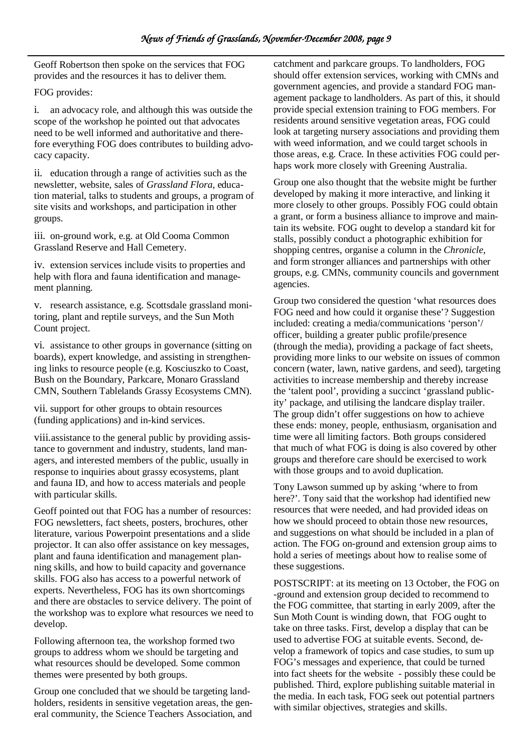Geoff Robertson then spoke on the services that FOG provides and the resources it has to deliver them.

FOG provides:

i. an advocacy role, and although this was outside the scope of the workshop he pointed out that advocates need to be well informed and authoritative and therefore everything FOG does contributes to building advocacy capacity.

ii. education through a range of activities such as the newsletter, website, sales of *Grassland Flora*, education material, talks to students and groups, a program of site visits and workshops, and participation in other groups.

iii. on-ground work, e.g. at Old Cooma Common Grassland Reserve and Hall Cemetery.

iv. extension services include visits to properties and help with flora and fauna identification and management planning.

v. research assistance, e.g. Scottsdale grassland monitoring, plant and reptile surveys, and the Sun Moth Count project.

vi. assistance to other groups in governance (sitting on boards), expert knowledge, and assisting in strengthening links to resource people (e.g. Kosciuszko to Coast, Bush on the Boundary, Parkcare, Monaro Grassland CMN, Southern Tablelands Grassy Ecosystems CMN).

vii. support for other groups to obtain resources (funding applications) and in-kind services.

viii. assistance to the general public by providing assistance to government and industry, students, land managers, and interested members of the public, usually in response to inquiries about grassy ecosystems, plant and fauna ID, and how to access materials and people with particular skills.

Geoff pointed out that FOG has a number of resources: FOG newsletters, fact sheets, posters, brochures, other literature, various Powerpoint presentations and a slide projector. It can also offer assistance on key messages, plant and fauna identification and management planning skills, and how to build capacity and governance skills. FOG also has access to a powerful network of experts. Nevertheless, FOG has its own shortcomings and there are obstacles to service delivery. The point of the workshop was to explore what resources we need to develop.

Following afternoon tea, the workshop formed two groups to address whom we should be targeting and what resources should be developed. Some common themes were presented by both groups.

Group one concluded that we should be targeting landholders, residents in sensitive vegetation areas, the general community, the Science Teachers Association, and catchment and parkcare groups. To landholders, FOG should offer extension services, working with CMNs and government agencies, and provide a standard FOG management package to landholders. As part of this, it should provide special extension training to FOG members. For residents around sensitive vegetation areas, FOG could look at targeting nursery associations and providing them with weed information, and we could target schools in those areas, e.g. Crace. In these activities FOG could perhaps work more closely with Greening Australia.

Group one also thought that the website might be further developed by making it more interactive, and linking it more closely to other groups. Possibly FOG could obtain a grant, or form a business alliance to improve and maintain its website. FOG ought to develop a standard kit for stalls, possibly conduct a photographic exhibition for shopping centres, organise a column in the *Chronicle*, and form stronger alliances and partnerships with other groups, e.g. CMNs, community councils and government agencies.

Group two considered the question 'what resources does FOG need and how could it organise these'? Suggestion included: creating a media/communications 'person'/officer, building a greater public profile/presence (through the media), providing a package of fact sheets, providing more links to our website on issues of common concern (water, lawn, native gardens, and seed), targeting activities to increase membership and thereby increase the 'talent pool', providing a succinct 'grassland publicity' package, and utilising the landcare display trailer. The group didn't offer suggestions on how to achieve these ends: money, people, enthusiasm, organisation and time were all limiting factors. Both groups considered that much of what FOG is doing is also covered by other groups and therefore care should be exercised to work with those groups and to avoid duplication.

Tony Lawson summed up by asking 'where to from here?'. Tony said that the workshop had identified new resources that were needed, and had provided ideas on how we should proceed to obtain those new resources, and suggestions on what should be included in a plan of action. The FOG on-ground and extension group aims to hold a series of meetings about how to realise some of these suggestions.

POSTSCRIPT: at its meeting on 13 October, the FOG on-ground and extension group decided to recommend to the FOG committee, that starting in early 2009, after the Sun Moth Count is winding down, that FOG ought to take on three tasks. First, develop a display that can be used to advertise FOG at suitable events. Second, develop a framework of topics and case studies, to sum up FOG's messages and experience, that could be turned into fact sheets for the website - possibly these could be published. Third, explore publishing suitable material in the media. In each task, FOG seek out potential partners with similar objectives, strategies and skills.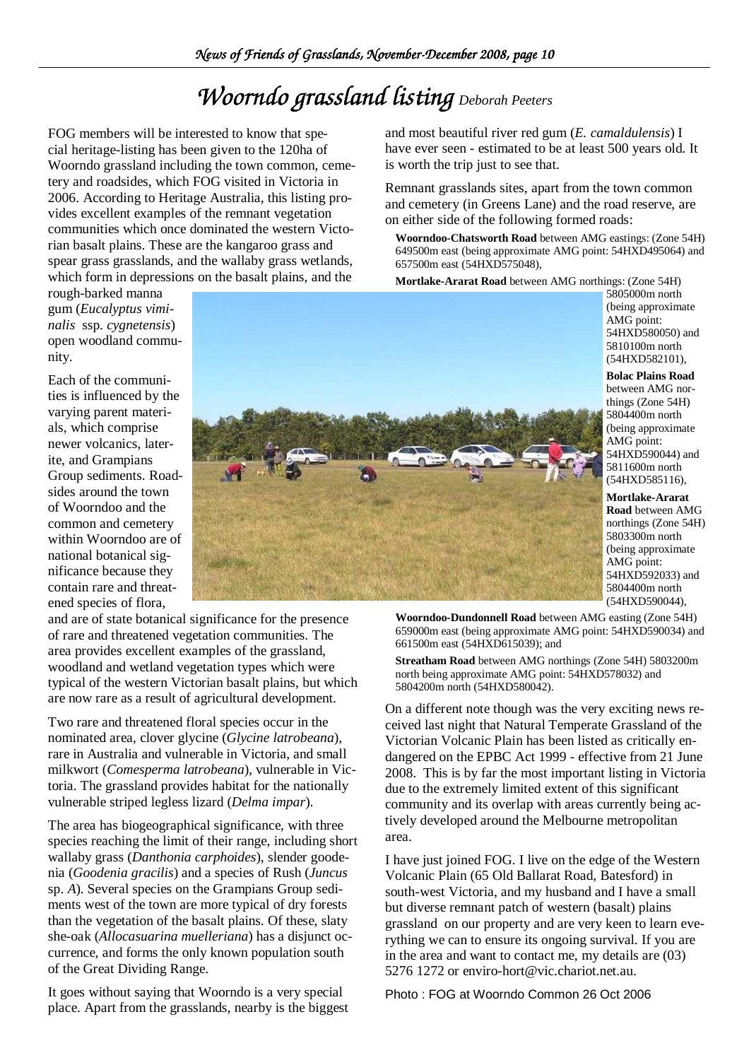# *Woorndo grassland listing* *Deborah Peeters*

FOG members will be interested to know that special heritage-listing has been given to the 120ha of Woorndo grassland including the town common, cemetery and roadsides, which FOG visited in Victoria in 2006. According to Heritage Australia, this listing provides excellent examples of the remnant vegetation communities which once dominated the western Victorian basalt plains. These are the kangaroo grass and spear grass grasslands, and the wallaby grass wetlands, which form in depressions on the basalt plains, and the rough-barked manna gum (*Eucalyptus viminalis* ssp. *cygnetensis*) open woodland community.

Each of the communities is influenced by the varying parent materials, which comprise newer volcanics, laterite, and Grampians Group sediments. Roadsides around the town of Woorndoo and the common and cemetery within Woorndoo are of national botanical significance because they contain rare and threatened species of flora, and are of state botanical significance for the presence of rare and threatened vegetation communities. The area provides excellent examples of the grassland, woodland and wetland vegetation types which were typical of the western Victorian basalt plains, but which are now rare as a result of agricultural development.

Two rare and threatened floral species occur in the nominated area, clover glycine (*Glycine latrobeana*), rare in Australia and vulnerable in Victoria, and small milkwort (*Comesperma latrobeana*), vulnerable in Victoria. The grassland provides habitat for the nationally vulnerable striped legless lizard (*Delma impar*).

The area has biogeographical significance, with three species reaching the limit of their range, including short wallaby grass (*Danthonia carphoides*), slender goodenia (*Goodenia gracilis*) and a species of Rush (*Juncus* sp. *A*). Several species on the Grampians Group sediments west of the town are more typical of dry forests than the vegetation of the basalt plains. Of these, slaty she-oak (*Allocasuarina muelleriana*) has a disjunct occurrence, and forms the only known population south of the Great Dividing Range.

It goes without saying that Woorndo is a very special place. Apart from the grasslands, nearby is the biggest and most beautiful river red gum (*E. camaldulensis*) I have ever seen - estimated to be at least 500 years old. It is worth the trip just to see that.

Remnant grasslands sites, apart from the town common and cemetery (in Greens Lane) and the road reserve, are on either side of the following formed roads:

**Woorndoo-Chatsworth Road** between AMG eastings: (Zone 54H) 649500m east (being approximate AMG point: 54HXD495064) and 657500m east (54HXD575048),

**Mortlake-Ararat Road** between AMG northings: (Zone 54H) 5805000m north (being approximate AMG point: 54HXD580050) and 5810100m north (54HXD582101),

**Bolac Plains Road** between AMG northings (Zone 54H) 5804400m north (being approximate AMG point: 54HXD590044) and 5811600m north (54HXD585116),

**Mortlake-Ararat Road** between AMG northings (Zone 54H) 5803300m north (being approximate AMG point: 54HXD592033) and 5804400m north (54HXD590044),

**Woorndoo-Dundonnell Road** between AMG easting (Zone 54H) 659000m east (being approximate AMG point: 54HXD590034) and 661500m east (54HXD615039); and

**Streatham Road** between AMG northings (Zone 54H) 5803200m north being approximate AMG point: 54HXD578032) and 5804200m north (54HXD580042).

On a different note though was the very exciting news received last night that Natural Temperate Grassland of the Victorian Volcanic Plain has been listed as critically endangered on the EPBC Act 1999 - effective from 21 June 2008. This is by far the most important listing in Victoria due to the extremely limited extent of this significant community and its overlap with areas currently being actively developed around the Melbourne metropolitan area.

I have just joined FOG. I live on the edge of the Western Volcanic Plain (65 Old Ballarat Road, Batesford) in south-west Victoria, and my husband and I have a small but diverse remnant patch of western (basalt) plains grassland on our property and are very keen to learn everything we can to ensure its ongoing survival. If you are in the area and want to contact me, my details are (03) 5276 1272 or enviro-hort@vic.chariot.net.au.

Photo : FOG at Woorndo Common 26 Oct 2006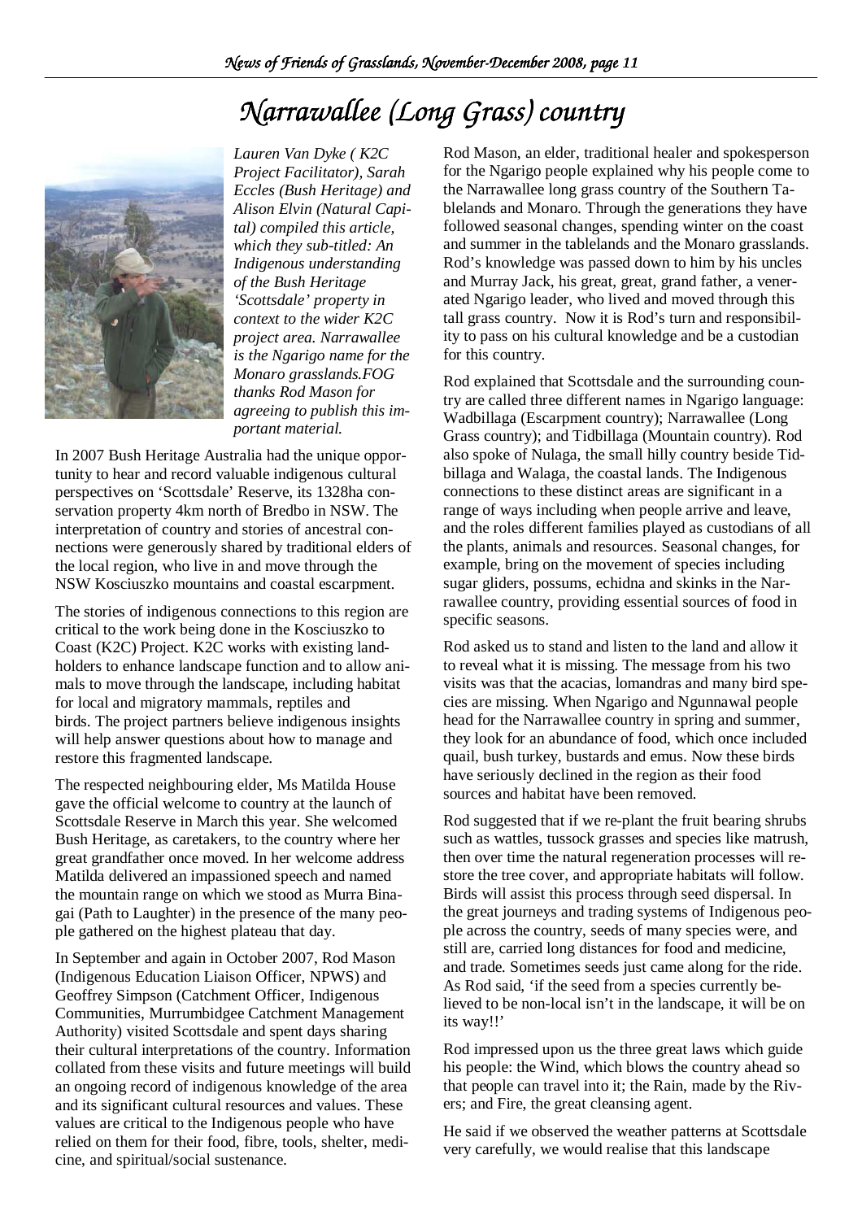# Narrawallee (Long Grass) country

*Lauren Van Dyke ( K2C Project Facilitator), Sarah Eccles (Bush Heritage) and Alison Elvin (Natural Capital) compiled this article, which they sub-titled: An Indigenous understanding of the Bush Heritage 'Scottsdale' property in context to the wider K2C project area. Narrawallee is the Ngarigo name for the Monaro grasslands.FOG thanks Rod Mason for agreeing to publish this important material.*

In 2007 Bush Heritage Australia had the unique opportunity to hear and record valuable indigenous cultural perspectives on 'Scottsdale' Reserve, its 1328ha conservation property 4km north of Bredbo in NSW. The interpretation of country and stories of ancestral connections were generously shared by traditional elders of the local region, who live in and move through the NSW Kosciuszko mountains and coastal escarpment.

The stories of indigenous connections to this region are critical to the work being done in the Kosciuszko to Coast (K2C) Project. K2C works with existing landholders to enhance landscape function and to allow animals to move through the landscape, including habitat for local and migratory mammals, reptiles and birds. The project partners believe indigenous insights will help answer questions about how to manage and restore this fragmented landscape.

The respected neighbouring elder, Ms Matilda House gave the official welcome to country at the launch of Scottsdale Reserve in March this year. She welcomed Bush Heritage, as caretakers, to the country where her great grandfather once moved. In her welcome address Matilda delivered an impassioned speech and named the mountain range on which we stood as Murra Binagai (Path to Laughter) in the presence of the many people gathered on the highest plateau that day.

In September and again in October 2007, Rod Mason (Indigenous Education Liaison Officer, NPWS) and Geoffrey Simpson (Catchment Officer, Indigenous Communities, Murrumbidgee Catchment Management Authority) visited Scottsdale and spent days sharing their cultural interpretations of the country. Information collated from these visits and future meetings will build an ongoing record of indigenous knowledge of the area and its significant cultural resources and values. These values are critical to the Indigenous people who have relied on them for their food, fibre, tools, shelter, medicine, and spiritual/social sustenance.

Rod Mason, an elder, traditional healer and spokesperson for the Ngarigo people explained why his people come to the Narrawallee long grass country of the Southern Tablelands and Monaro. Through the generations they have followed seasonal changes, spending winter on the coast and summer in the tablelands and the Monaro grasslands. Rod's knowledge was passed down to him by his uncles and Murray Jack, his great, great, grand father, a venerated Ngarigo leader, who lived and moved through this tall grass country. Now it is Rod's turn and responsibility to pass on his cultural knowledge and be a custodian for this country.

Rod explained that Scottsdale and the surrounding country are called three different names in Ngarigo language: Wadbillaga (Escarpment country); Narrawallee (Long Grass country); and Tidbillaga (Mountain country). Rod also spoke of Nulaga, the small hilly country beside Tidbillaga and Walaga, the coastal lands. The Indigenous connections to these distinct areas are significant in a range of ways including when people arrive and leave, and the roles different families played as custodians of all the plants, animals and resources. Seasonal changes, for example, bring on the movement of species including sugar gliders, possums, echidna and skinks in the Narrawallee country, providing essential sources of food in specific seasons.

Rod asked us to stand and listen to the land and allow it to reveal what it is missing. The message from his two visits was that the acacias, lomandras and many bird species are missing. When Ngarigo and Ngunnawal people head for the Narrawallee country in spring and summer, they look for an abundance of food, which once included quail, bush turkey, bustards and emus. Now these birds have seriously declined in the region as their food sources and habitat have been removed.

Rod suggested that if we re-plant the fruit bearing shrubs such as wattles, tussock grasses and species like matrush, then over time the natural regeneration processes will restore the tree cover, and appropriate habitats will follow. Birds will assist this process through seed dispersal. In the great journeys and trading systems of Indigenous people across the country, seeds of many species were, and still are, carried long distances for food and medicine, and trade. Sometimes seeds just came along for the ride. As Rod said, 'if the seed from a species currently believed to be non-local isn't in the landscape, it will be on its way!!'

Rod impressed upon us the three great laws which guide his people: the Wind, which blows the country ahead so that people can travel into it; the Rain, made by the Rivers; and Fire, the great cleansing agent.

He said if we observed the weather patterns at Scottsdale very carefully, we would realise that this landscape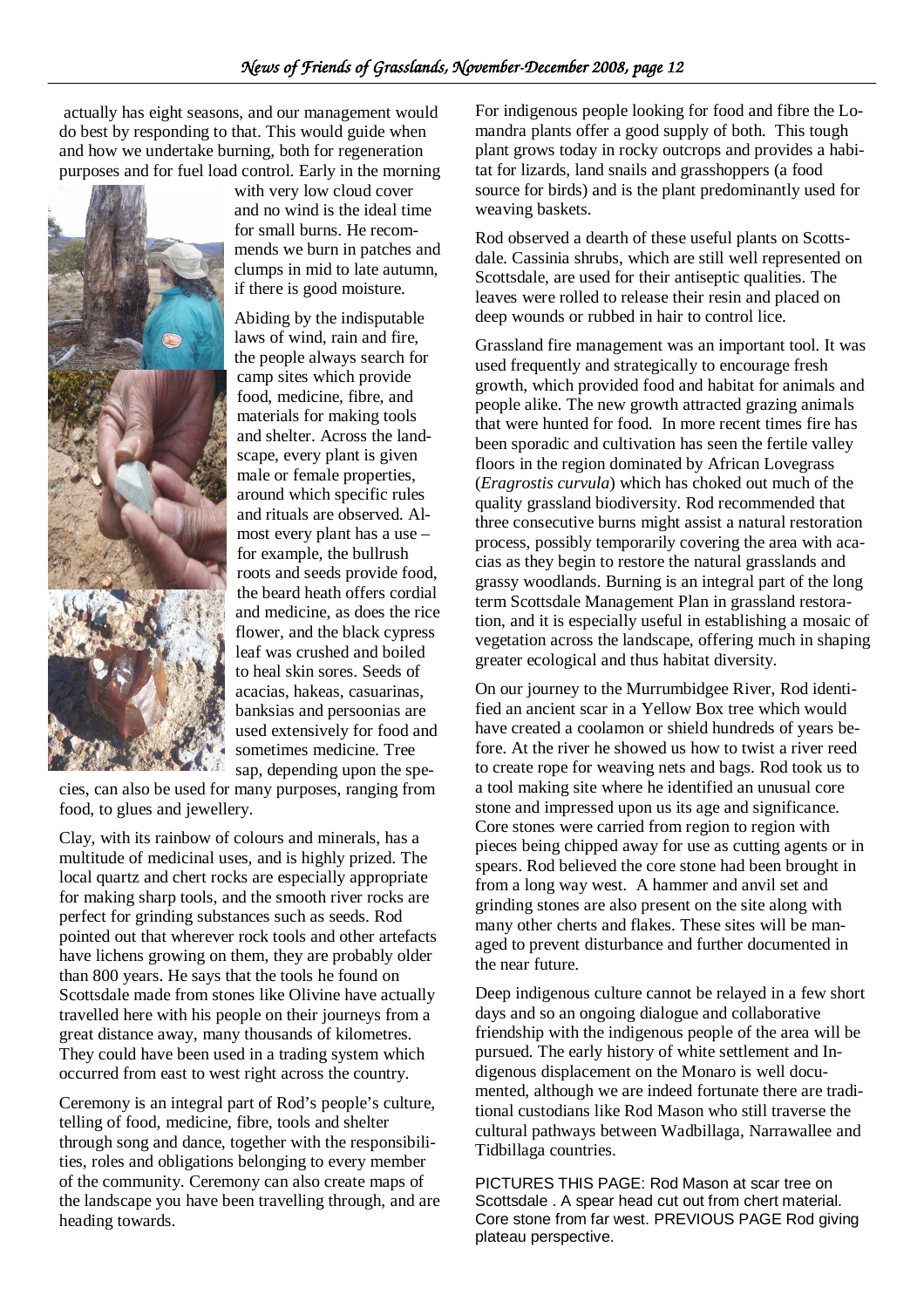actually has eight seasons, and our management would do best by responding to that. This would guide when and how we undertake burning, both for regeneration purposes and for fuel load control. Early in the morning with very low cloud cover and no wind is the ideal time for small burns. He recommends we burn in patches and clumps in mid to late autumn, if there is good moisture.

Abiding by the indisputable laws of wind, rain and fire, the people always search for camp sites which provide food, medicine, fibre, and materials for making tools and shelter. Across the landscape, every plant is given male or female properties, around which specific rules and rituals are observed. Almost every plant has a use – for example, the bullrush roots and seeds provide food, the beard heath offers cordial and medicine, as does the rice flower, and the black cypress leaf was crushed and boiled to heal skin sores. Seeds of acacias, hakeas, casuarinas, banksias and persoonias are used extensively for food and sometimes medicine. Tree sap, depending upon the species, can also be used for many purposes, ranging from food, to glues and jewellery.

Clay, with its rainbow of colours and minerals, has a multitude of medicinal uses, and is highly prized. The local quartz and chert rocks are especially appropriate for making sharp tools, and the smooth river rocks are perfect for grinding substances such as seeds. Rod pointed out that wherever rock tools and other artefacts have lichens growing on them, they are probably older than 800 years. He says that the tools he found on Scottsdale made from stones like Olivine have actually travelled here with his people on their journeys from a great distance away, many thousands of kilometres. They could have been used in a trading system which occurred from east to west right across the country.

Ceremony is an integral part of Rod's people's culture, telling of food, medicine, fibre, tools and shelter through song and dance, together with the responsibilities, roles and obligations belonging to every member of the community. Ceremony can also create maps of the landscape you have been travelling through, and are heading towards.

For indigenous people looking for food and fibre the Lomandra plants offer a good supply of both. This tough plant grows today in rocky outcrops and provides a habitat for lizards, land snails and grasshoppers (a food source for birds) and is the plant predominantly used for weaving baskets.

Rod observed a dearth of these useful plants on Scottsdale. Cassinia shrubs, which are still well represented on Scottsdale, are used for their antiseptic qualities. The leaves were rolled to release their resin and placed on deep wounds or rubbed in hair to control lice.

Grassland fire management was an important tool. It was used frequently and strategically to encourage fresh growth, which provided food and habitat for animals and people alike. The new growth attracted grazing animals that were hunted for food. In more recent times fire has been sporadic and cultivation has seen the fertile valley floors in the region dominated by African Lovegrass (*Eragrostis curvula*) which has choked out much of the quality grassland biodiversity. Rod recommended that three consecutive burns might assist a natural restoration process, possibly temporarily covering the area with acacias as they begin to restore the natural grasslands and grassy woodlands. Burning is an integral part of the long term Scottsdale Management Plan in grassland restoration, and it is especially useful in establishing a mosaic of vegetation across the landscape, offering much in shaping greater ecological and thus habitat diversity.

On our journey to the Murrumbidgee River, Rod identified an ancient scar in a Yellow Box tree which would have created a coolamon or shield hundreds of years before. At the river he showed us how to twist a river reed to create rope for weaving nets and bags. Rod took us to a tool making site where he identified an unusual core stone and impressed upon us its age and significance. Core stones were carried from region to region with pieces being chipped away for use as cutting agents or in spears. Rod believed the core stone had been brought in from a long way west. A hammer and anvil set and grinding stones are also present on the site along with many other cherts and flakes. These sites will be managed to prevent disturbance and further documented in the near future.

Deep indigenous culture cannot be relayed in a few short days and so an ongoing dialogue and collaborative friendship with the indigenous people of the area will be pursued. The early history of white settlement and Indigenous displacement on the Monaro is well documented, although we are indeed fortunate there are traditional custodians like Rod Mason who still traverse the cultural pathways between Wadbillaga, Narrawallee and Tidbillaga countries.

PICTURES THIS PAGE: Rod Mason at scar tree on Scottsdale . A spear head cut out from chert material. Core stone from far west. PREVIOUS PAGE Rod giving plateau perspective.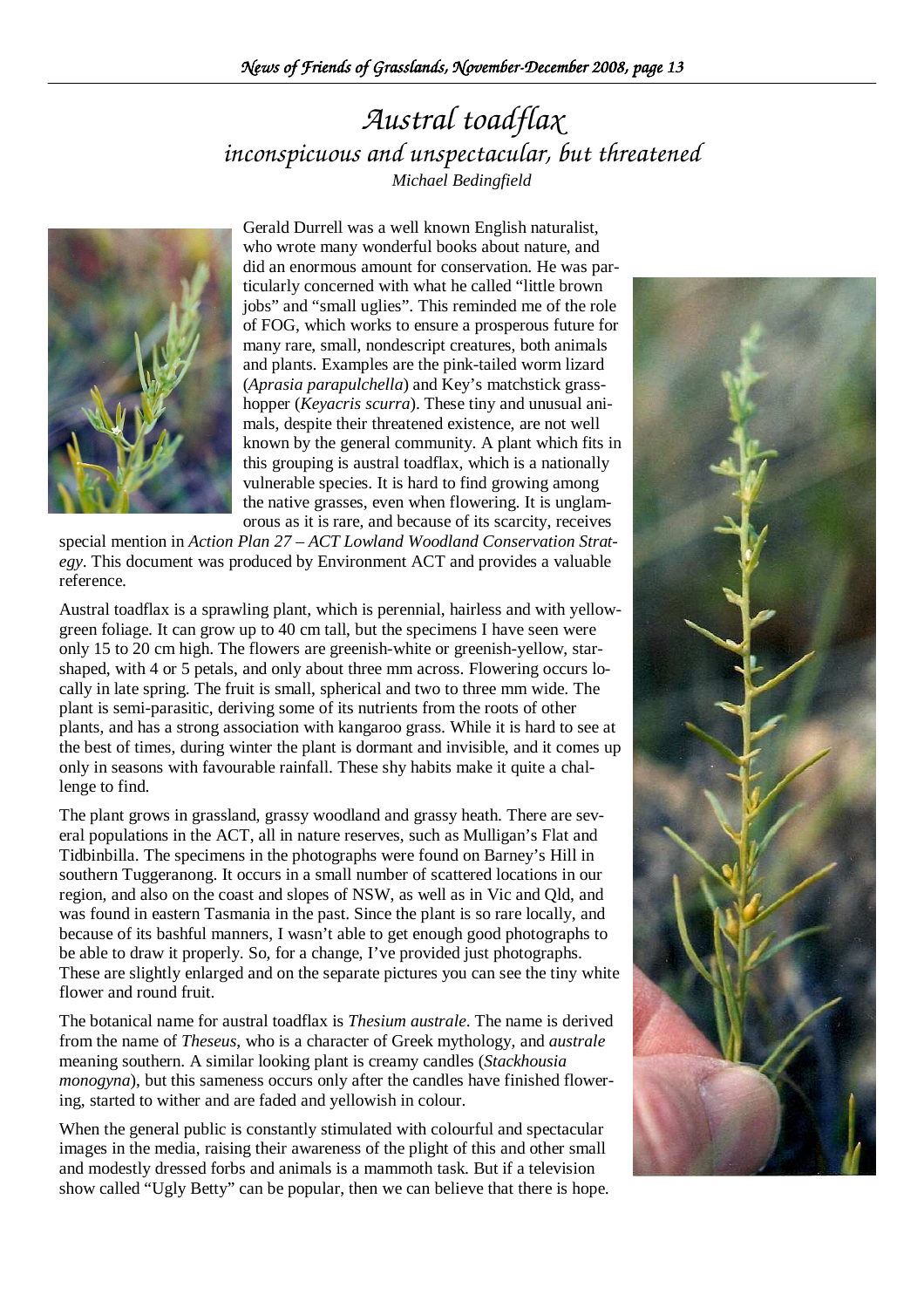# Austral toadflax

## inconspicuous and unspectacular, but threatened

*Michael Bedingfield*

Gerald Durrell was a well known English naturalist, who wrote many wonderful books about nature, and did an enormous amount for conservation. He was particularly concerned with what he called "little brown jobs" and "small uglies". This reminded me of the role of FOG, which works to ensure a prosperous future for many rare, small, nondescript creatures, both animals and plants. Examples are the pink-tailed worm lizard (*Aprasia parapulchella*) and Key's matchstick grasshopper (*Keyacris scurra*). These tiny and unusual animals, despite their threatened existence, are not well known by the general community. A plant which fits in this grouping is austral toadflax, which is a nationally vulnerable species. It is hard to find growing among the native grasses, even when flowering. It is unglamorous as it is rare, and because of its scarcity, receives special mention in *Action Plan 27 – ACT Lowland Woodland Conservation Strategy*. This document was produced by Environment ACT and provides a valuable reference.

Austral toadflax is a sprawling plant, which is perennial, hairless and with yellow-green foliage. It can grow up to 40 cm tall, but the specimens I have seen were only 15 to 20 cm high. The flowers are greenish-white or greenish-yellow, star-shaped, with 4 or 5 petals, and only about three mm across. Flowering occurs locally in late spring. The fruit is small, spherical and two to three mm wide. The plant is semi-parasitic, deriving some of its nutrients from the roots of other plants, and has a strong association with kangaroo grass. While it is hard to see at the best of times, during winter the plant is dormant and invisible, and it comes up only in seasons with favourable rainfall. These shy habits make it quite a challenge to find.

The plant grows in grassland, grassy woodland and grassy heath. There are several populations in the ACT, all in nature reserves, such as Mulligan's Flat and Tidbinbilla. The specimens in the photographs were found on Barney's Hill in southern Tuggeranong. It occurs in a small number of scattered locations in our region, and also on the coast and slopes of NSW, as well as in Vic and Qld, and was found in eastern Tasmania in the past. Since the plant is so rare locally, and because of its bashful manners, I wasn't able to get enough good photographs to be able to draw it properly. So, for a change, I've provided just photographs. These are slightly enlarged and on the separate pictures you can see the tiny white flower and round fruit.

The botanical name for austral toadflax is *Thesium australe*. The name is derived from the name of *Theseus*, who is a character of Greek mythology, and *australe* meaning southern. A similar looking plant is creamy candles (*Stackhousia monogyna*), but this sameness occurs only after the candles have finished flowering, started to wither and are faded and yellowish in colour.

When the general public is constantly stimulated with colourful and spectacular images in the media, raising their awareness of the plight of this and other small and modestly dressed forbs and animals is a mammoth task. But if a television show called "Ugly Betty" can be popular, then we can believe that there is hope.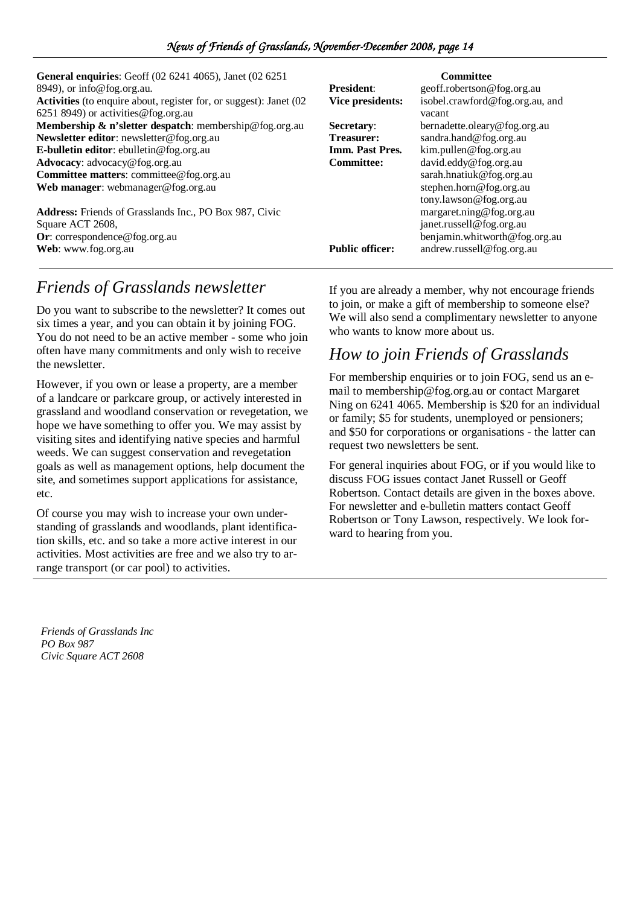**General enquiries**: Geoff (02 6241 4065), Janet (02 6251 8949), or info@fog.org.au.
**Activities** (to enquire about, register for, or suggest): Janet (02 6251 8949) or activities@fog.org.au
**Membership & n'sletter despatch**: membership@fog.org.au
**Newsletter editor**: newsletter@fog.org.au
**E-bulletin editor**: ebulletin@fog.org.au
**Advocacy**: advocacy@fog.org.au
**Committee matters**: committee@fog.org.au
**Web manager**: webmanager@fog.org.au

**Address:** Friends of Grasslands Inc., PO Box 987, Civic Square ACT 2608,
**Or**: correspondence@fog.org.au
**Web**: www.fog.org.au

**Committee**

| | |
|---|---|
| **President**: | geoff.robertson@fog.org.au |
| **Vice presidents:** | isobel.crawford@fog.org.au, and vacant |
| **Secretary**: | bernadette.oleary@fog.org.au |
| **Treasurer:** | sandra.hand@fog.org.au |
| **Imm. Past Pres.** | kim.pullen@fog.org.au |
| **Committee:** | david.eddy@fog.org.au |
| | sarah.hnatiuk@fog.org.au |
| | stephen.horn@fog.org.au |
| | tony.lawson@fog.org.au |
| | margaret.ning@fog.org.au |
| | janet.russell@fog.org.au |
| | benjamin.whitworth@fog.org.au |
| **Public officer:** | andrew.russell@fog.org.au |

## *Friends of Grasslands newsletter*

Do you want to subscribe to the newsletter? It comes out six times a year, and you can obtain it by joining FOG. You do not need to be an active member - some who join often have many commitments and only wish to receive the newsletter.

However, if you own or lease a property, are a member of a landcare or parkcare group, or actively interested in grassland and woodland conservation or revegetation, we hope we have something to offer you. We may assist by visiting sites and identifying native species and harmful weeds. We can suggest conservation and revegetation goals as well as management options, help document the site, and sometimes support applications for assistance, etc.

Of course you may wish to increase your own understanding of grasslands and woodlands, plant identification skills, etc. and so take a more active interest in our activities. Most activities are free and we also try to arrange transport (or car pool) to activities.

If you are already a member, why not encourage friends to join, or make a gift of membership to someone else? We will also send a complimentary newsletter to anyone who wants to know more about us.

## *How to join Friends of Grasslands*

For membership enquiries or to join FOG, send us an e-mail to membership@fog.org.au or contact Margaret Ning on 6241 4065. Membership is $20 for an individual or family; $5 for students, unemployed or pensioners; and $50 for corporations or organisations - the latter can request two newsletters be sent.

For general inquiries about FOG, or if you would like to discuss FOG issues contact Janet Russell or Geoff Robertson. Contact details are given in the boxes above. For newsletter and e-bulletin matters contact Geoff Robertson or Tony Lawson, respectively. We look forward to hearing from you.

*Friends of Grasslands Inc*
*PO Box 987*
*Civic Square ACT 2608*